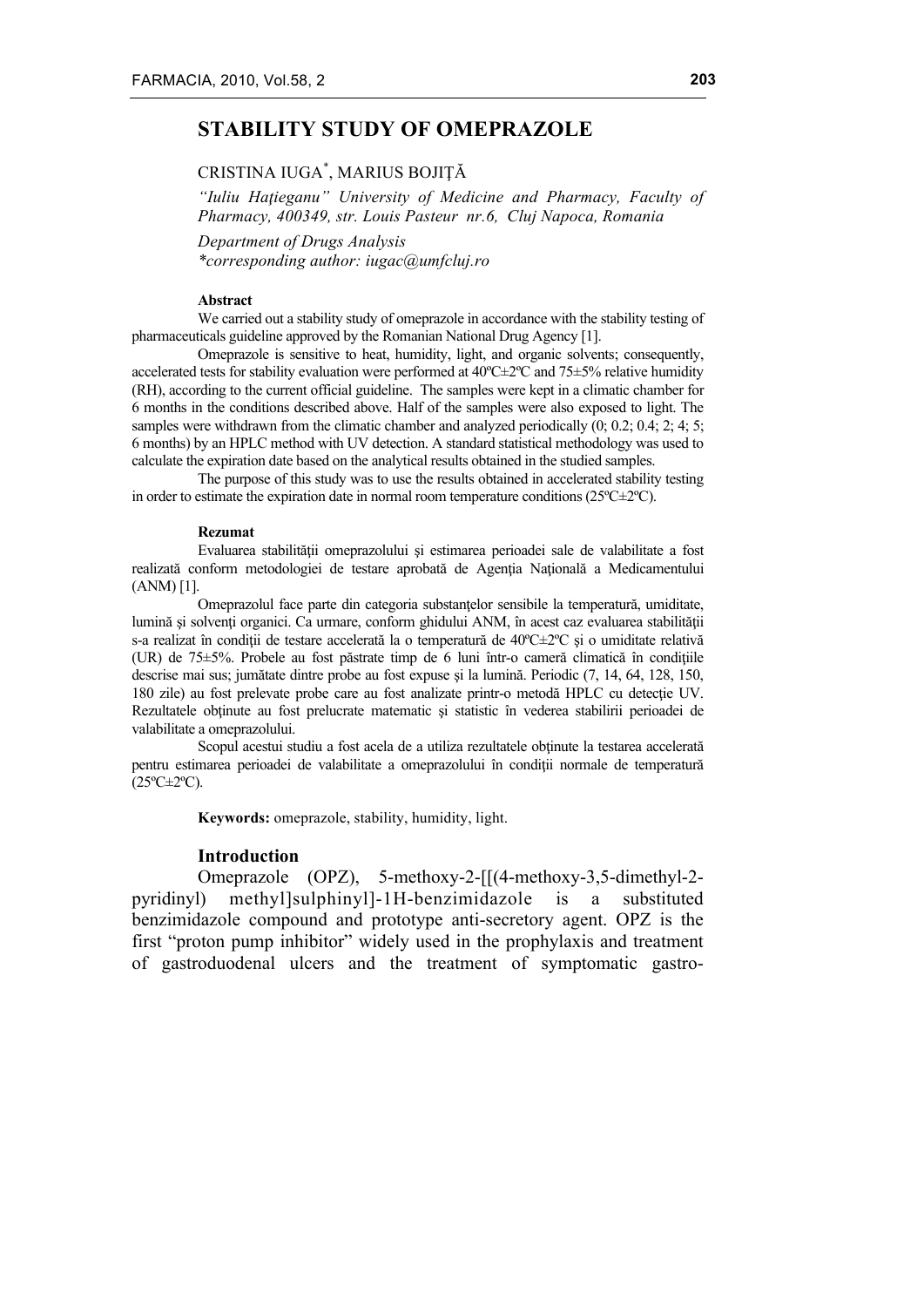# STABILITY STUDY OF OMEPRAZOLE

CRISTINA IUGA*, MARIUS BOJIȚĂ

*"Iuliu Hațieganu" University of Medicine and Pharmacy, Faculty of Pharmacy, 400349, str. Louis Pasteur nr.6, Cluj Napoca, Romania*

*Department of Drugs Analysis*
*\*corresponding author: iugac@umfcluj.ro*

**Abstract**

We carried out a stability study of omeprazole in accordance with the stability testing of pharmaceuticals guideline approved by the Romanian National Drug Agency [1].

Omeprazole is sensitive to heat, humidity, light, and organic solvents; consequently, accelerated tests for stability evaluation were performed at 40ºC±2ºC and 75±5% relative humidity (RH), according to the current official guideline. The samples were kept in a climatic chamber for 6 months in the conditions described above. Half of the samples were also exposed to light. The samples were withdrawn from the climatic chamber and analyzed periodically (0; 0.2; 0.4; 2; 4; 5; 6 months) by an HPLC method with UV detection. A standard statistical methodology was used to calculate the expiration date based on the analytical results obtained in the studied samples.

The purpose of this study was to use the results obtained in accelerated stability testing in order to estimate the expiration date in normal room temperature conditions (25ºC±2ºC).

**Rezumat**

Evaluarea stabilității omeprazolului și estimarea perioadei sale de valabilitate a fost realizată conform metodologiei de testare aprobată de Agenția Națională a Medicamentului (ANM) [1].

Omeprazolul face parte din categoria substanțelor sensibile la temperatură, umiditate, lumină și solvenți organici. Ca urmare, conform ghidului ANM, în acest caz evaluarea stabilității s-a realizat în condiții de testare accelerată la o temperatură de 40ºC±2ºC și o umiditate relativă (UR) de 75±5%. Probele au fost păstrate timp de 6 luni într-o cameră climatică în condițiile descrise mai sus; jumătate dintre probe au fost expuse și la lumină. Periodic (7, 14, 64, 128, 150, 180 zile) au fost prelevate probe care au fost analizate printr-o metodă HPLC cu detecție UV. Rezultatele obținute au fost prelucrate matematic și statistic în vederea stabilirii perioadei de valabilitate a omeprazolului.

Scopul acestui studiu a fost acela de a utiliza rezultatele obținute la testarea accelerată pentru estimarea perioadei de valabilitate a omeprazolului în condiții normale de temperatură (25ºC±2ºC).

**Keywords:** omeprazole, stability, humidity, light.

## Introduction

Omeprazole (OPZ), 5-methoxy-2-[[(4-methoxy-3,5-dimethyl-2-pyridinyl) methyl]sulphinyl]-1H-benzimidazole is a substituted benzimidazole compound and prototype anti-secretory agent. OPZ is the first "proton pump inhibitor" widely used in the prophylaxis and treatment of gastroduodenal ulcers and the treatment of symptomatic gastro-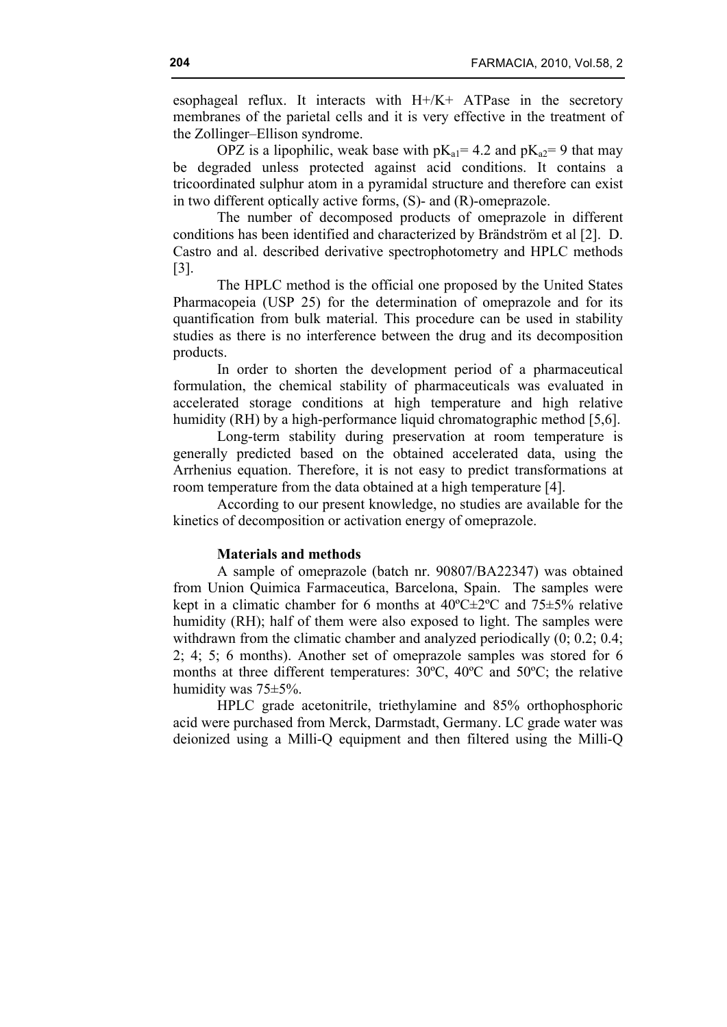esophageal reflux. It interacts with H+/K+ ATPase in the secretory membranes of the parietal cells and it is very effective in the treatment of the Zollinger–Ellison syndrome.

OPZ is a lipophilic, weak base with $pK_{a1}$= 4.2 and $pK_{a2}$= 9 that may be degraded unless protected against acid conditions. It contains a tricoordinated sulphur atom in a pyramidal structure and therefore can exist in two different optically active forms, (S)- and (R)-omeprazole.

The number of decomposed products of omeprazole in different conditions has been identified and characterized by Brändström et al [2]. D. Castro and al. described derivative spectrophotometry and HPLC methods [3].

The HPLC method is the official one proposed by the United States Pharmacopeia (USP 25) for the determination of omeprazole and for its quantification from bulk material. This procedure can be used in stability studies as there is no interference between the drug and its decomposition products.

In order to shorten the development period of a pharmaceutical formulation, the chemical stability of pharmaceuticals was evaluated in accelerated storage conditions at high temperature and high relative humidity (RH) by a high-performance liquid chromatographic method [5,6].

Long-term stability during preservation at room temperature is generally predicted based on the obtained accelerated data, using the Arrhenius equation. Therefore, it is not easy to predict transformations at room temperature from the data obtained at a high temperature [4].

According to our present knowledge, no studies are available for the kinetics of decomposition or activation energy of omeprazole.

**Materials and methods**

A sample of omeprazole (batch nr. 90807/BA22347) was obtained from Union Quimica Farmaceutica, Barcelona, Spain. The samples were kept in a climatic chamber for 6 months at 40ºC±2ºC and 75±5% relative humidity (RH); half of them were also exposed to light. The samples were withdrawn from the climatic chamber and analyzed periodically (0; 0.2; 0.4; 2; 4; 5; 6 months). Another set of omeprazole samples was stored for 6 months at three different temperatures: 30ºC, 40ºC and 50ºC; the relative humidity was 75±5%.

HPLC grade acetonitrile, triethylamine and 85% orthophosphoric acid were purchased from Merck, Darmstadt, Germany. LC grade water was deionized using a Milli-Q equipment and then filtered using the Milli-Q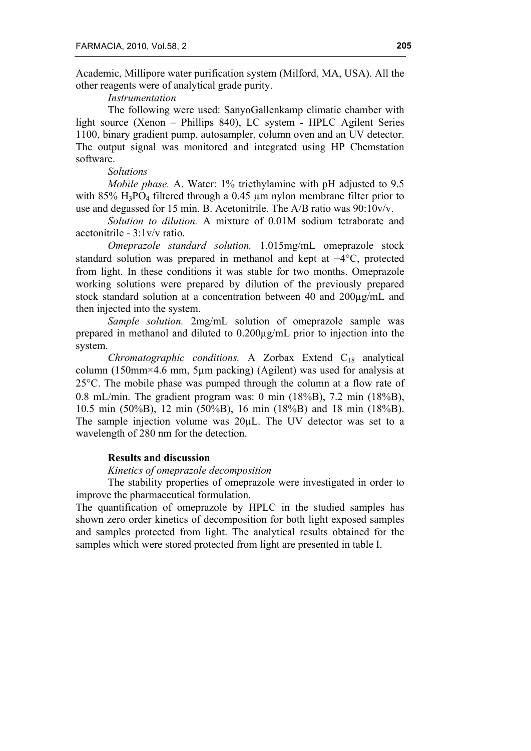Academic, Millipore water purification system (Milford, MA, USA). All the other reagents were of analytical grade purity.

*Instrumentation*

The following were used: SanyoGallenkamp climatic chamber with light source (Xenon – Phillips 840), LC system - HPLC Agilent Series 1100, binary gradient pump, autosampler, column oven and an UV detector. The output signal was monitored and integrated using HP Chemstation software.

*Solutions*

*Mobile phase.* A. Water: 1% triethylamine with pH adjusted to 9.5 with 85% $H_3PO_4$ filtered through a 0.45 μm nylon membrane filter prior to use and degassed for 15 min. B. Acetonitrile. The A/B ratio was 90:10v/v.

*Solution to dilution.* A mixture of 0.01M sodium tetraborate and acetonitrile - 3:1v/v ratio.

*Omeprazole standard solution.* 1.015mg/mL omeprazole stock standard solution was prepared in methanol and kept at +4°C, protected from light. In these conditions it was stable for two months. Omeprazole working solutions were prepared by dilution of the previously prepared stock standard solution at a concentration between 40 and 200μg/mL and then injected into the system.

*Sample solution.* 2mg/mL solution of omeprazole sample was prepared in methanol and diluted to 0.200μg/mL prior to injection into the system.

*Chromatographic conditions.* A Zorbax Extend $C_{18}$ analytical column (150mm×4.6 mm, 5μm packing) (Agilent) was used for analysis at 25°C. The mobile phase was pumped through the column at a flow rate of 0.8 mL/min. The gradient program was: 0 min (18%B), 7.2 min (18%B), 10.5 min (50%B), 12 min (50%B), 16 min (18%B) and 18 min (18%B). The sample injection volume was 20μL. The UV detector was set to a wavelength of 280 nm for the detection.

## Results and discussion

*Kinetics of omeprazole decomposition*

The stability properties of omeprazole were investigated in order to improve the pharmaceutical formulation.

The quantification of omeprazole by HPLC in the studied samples has shown zero order kinetics of decomposition for both light exposed samples and samples protected from light. The analytical results obtained for the samples which were stored protected from light are presented in table I.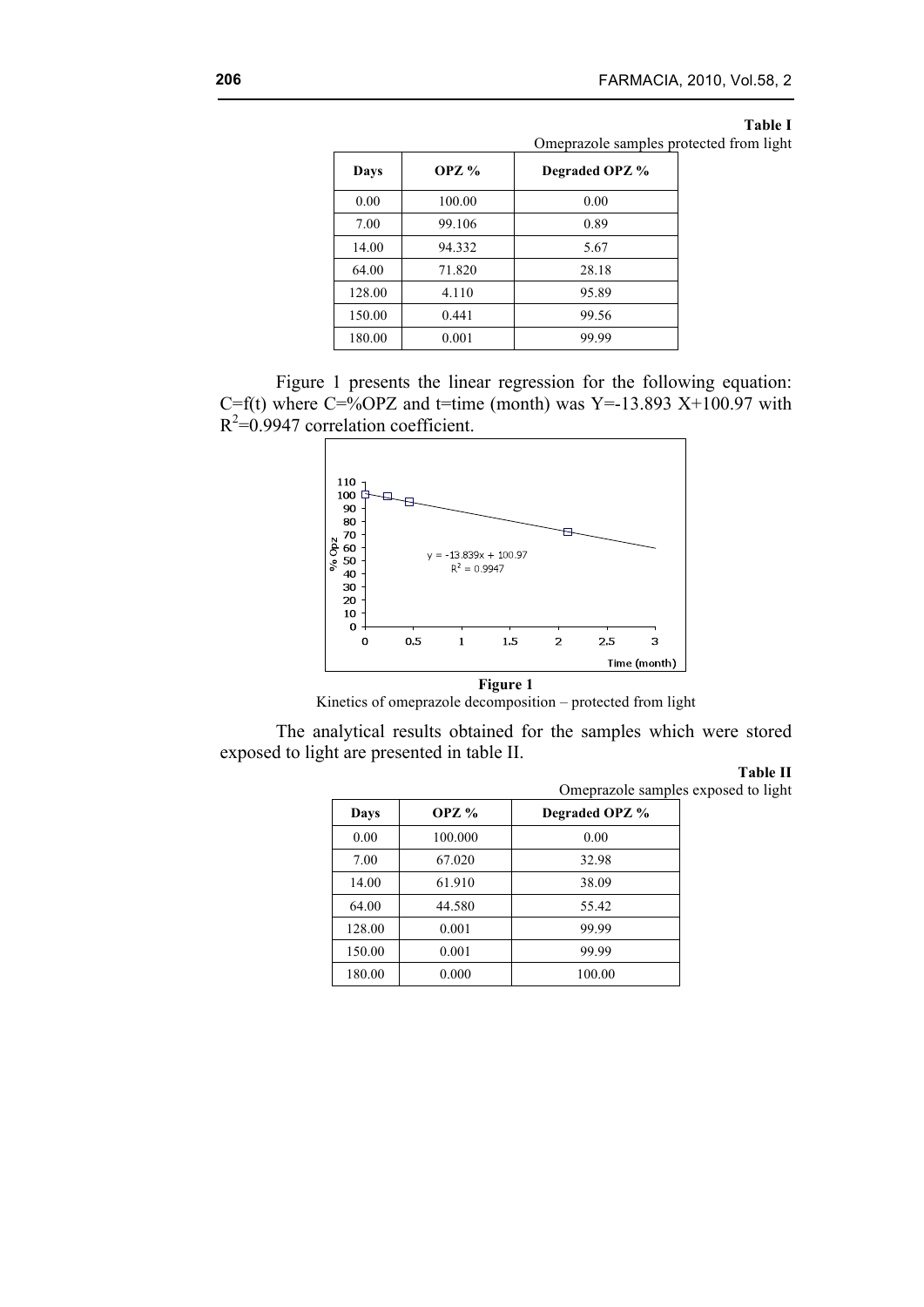**Table I**

Omeprazole samples protected from light

| Days | OPZ % | Degraded OPZ % |
|---|---|---|
| 0.00 | 100.00 | 0.00 |
| 7.00 | 99.106 | 0.89 |
| 14.00 | 94.332 | 5.67 |
| 64.00 | 71.820 | 28.18 |
| 128.00 | 4.110 | 95.89 |
| 150.00 | 0.441 | 99.56 |
| 180.00 | 0.001 | 99.99 |

Figure 1 presents the linear regression for the following equation: C=f(t) where C=%OPZ and t=time (month) was Y=-13.893 X+100.97 with $R^2$=0.9947 correlation coefficient.

**Figure 1**

Kinetics of omeprazole decomposition – protected from light

The analytical results obtained for the samples which were stored exposed to light are presented in table II.

**Table II**

Omeprazole samples exposed to light

| Days | OPZ % | Degraded OPZ % |
|---|---|---|
| 0.00 | 100.000 | 0.00 |
| 7.00 | 67.020 | 32.98 |
| 14.00 | 61.910 | 38.09 |
| 64.00 | 44.580 | 55.42 |
| 128.00 | 0.001 | 99.99 |
| 150.00 | 0.001 | 99.99 |
| 180.00 | 0.000 | 100.00 |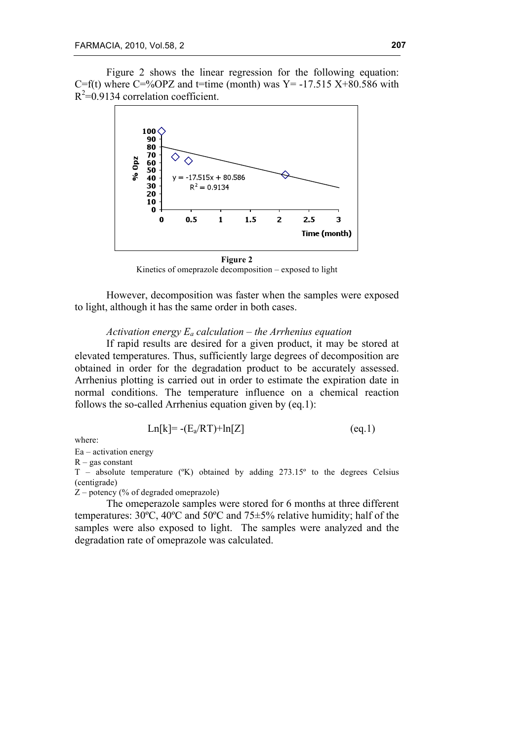Figure 2 shows the linear regression for the following equation: C=f(t) where C=%OPZ and t=time (month) was Y= -17.515 X+80.586 with $R^2$=0.9134 correlation coefficient.

**Figure 2**
Kinetics of omeprazole decomposition – exposed to light

However, decomposition was faster when the samples were exposed to light, although it has the same order in both cases.

*Activation energy $E_a$ calculation – the Arrhenius equation*

If rapid results are desired for a given product, it may be stored at elevated temperatures. Thus, sufficiently large degrees of decomposition are obtained in order for the degradation product to be accurately assessed. Arrhenius plotting is carried out in order to estimate the expiration date in normal conditions. The temperature influence on a chemical reaction follows the so-called Arrhenius equation given by (eq.1):

$$\mathrm{Ln}[k] = -(E_a/RT) + \ln[Z] \qquad \text{(eq.1)}$$

where:

Ea – activation energy

R – gas constant

T – absolute temperature (ºK) obtained by adding 273.15º to the degrees Celsius (centigrade)

Z – potency (% of degraded omeprazole)

The omeperazole samples were stored for 6 months at three different temperatures: 30ºC, 40ºC and 50ºC and 75±5% relative humidity; half of the samples were also exposed to light. The samples were analyzed and the degradation rate of omeprazole was calculated.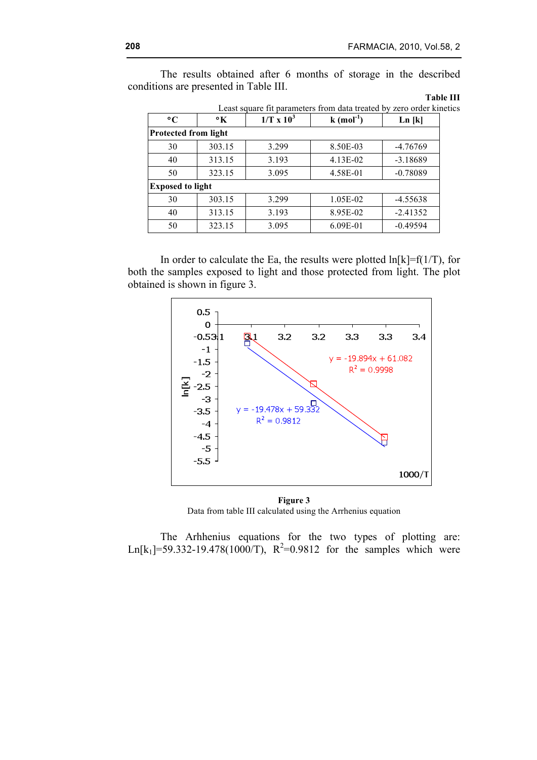The results obtained after 6 months of storage in the described conditions are presented in Table III.

**Table III**

Least square fit parameters from data treated by zero order kinetics

| °C | °K | 1/T x $10^3$ | k ($mol^{-1}$) | Ln [k] |
|---|---|---|---|---|
| **Protected from light** | | | | |
| 30 | 303.15 | 3.299 | 8.50E-03 | -4.76769 |
| 40 | 313.15 | 3.193 | 4.13E-02 | -3.18689 |
| 50 | 323.15 | 3.095 | 4.58E-01 | -0.78089 |
| **Exposed to light** | | | | |
| 30 | 303.15 | 3.299 | 1.05E-02 | -4.55638 |
| 40 | 313.15 | 3.193 | 8.95E-02 | -2.41352 |
| 50 | 323.15 | 3.095 | 6.09E-01 | -0.49594 |

In order to calculate the Ea, the results were plotted ln[k]=f(1/T), for both the samples exposed to light and those protected from light. The plot obtained is shown in figure 3.

**Figure 3**

Data from table III calculated using the Arrhenius equation

The Arhhenius equations for the two types of plotting are: $Ln[k_1]=59.332-19.478(1000/T)$, $R^2=0.9812$ for the samples which were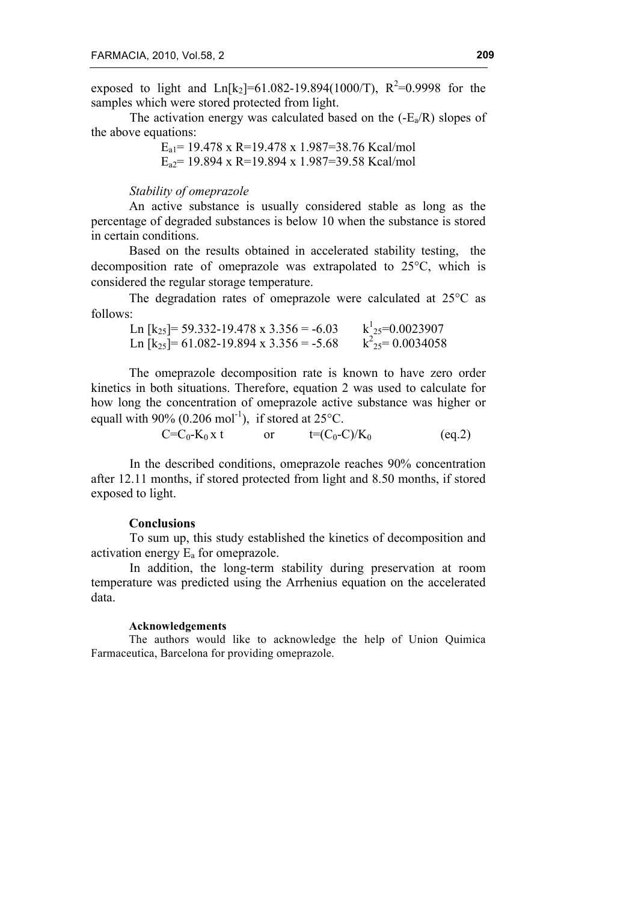exposed to light and $Ln[k_2]=61.082-19.894(1000/T)$, $R^2=0.9998$ for the samples which were stored protected from light.

The activation energy was calculated based on the $(-E_a/R)$ slopes of the above equations:

$$E_{a1}= 19.478 \times R=19.478 \times 1.987=38.76 \text{ Kcal/mol}$$

$$E_{a2}= 19.894 \times R=19.894 \times 1.987=39.58 \text{ Kcal/mol}$$

*Stability of omeprazole*

An active substance is usually considered stable as long as the percentage of degraded substances is below 10 when the substance is stored in certain conditions.

Based on the results obtained in accelerated stability testing, the decomposition rate of omeprazole was extrapolated to 25°C, which is considered the regular storage temperature.

The degradation rates of omeprazole were calculated at 25°C as follows:

$$Ln [k_{25}]= 59.332-19.478 \times 3.356 = -6.03 \qquad k^1_{25}=0.0023907$$

$$Ln [k_{25}]= 61.082-19.894 \times 3.356 = -5.68 \qquad k^2_{25}= 0.0034058$$

The omeprazole decomposition rate is known to have zero order kinetics in both situations. Therefore, equation 2 was used to calculate for how long the concentration of omeprazole active substance was higher or equall with 90% (0.206 $mol^{-1}$), if stored at 25°C.

$$C=C_0-K_0 \times t \qquad \text{or} \qquad t=(C_0-C)/K_0 \qquad \text{(eq.2)}$$

In the described conditions, omeprazole reaches 90% concentration after 12.11 months, if stored protected from light and 8.50 months, if stored exposed to light.

## Conclusions

To sum up, this study established the kinetics of decomposition and activation energy $E_a$ for omeprazole.

In addition, the long-term stability during preservation at room temperature was predicted using the Arrhenius equation on the accelerated data.

### Acknowledgements

The authors would like to acknowledge the help of Union Quimica Farmaceutica, Barcelona for providing omeprazole.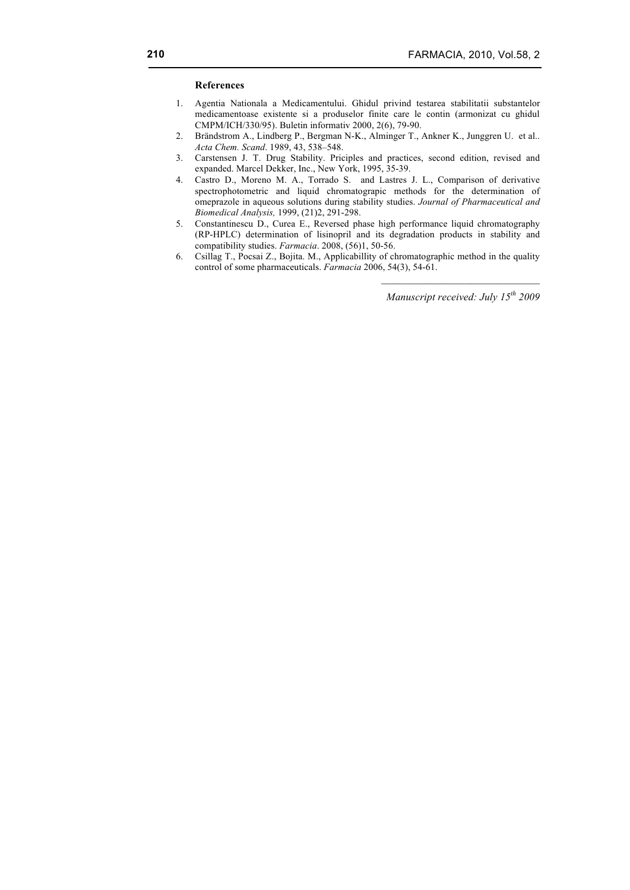**References**

1. Agentia Nationala a Medicamentului. Ghidul privind testarea stabilitatii substantelor medicamentoase existente si a produselor finite care le contin (armonizat cu ghidul CMPM/ICH/330/95). Buletin informativ 2000, 2(6), 79-90.
2. Brändstrom A., Lindberg P., Bergman N-K., Alminger T., Ankner K., Junggren U. et al.. *Acta Chem. Scand*. 1989, 43, 538–548.
3. Carstensen J. T. Drug Stability. Priciples and practices, second edition, revised and expanded. Marcel Dekker, Inc., New York, 1995, 35-39.
4. Castro D., Moreno M. A., Torrado S. and Lastres J. L., Comparison of derivative spectrophotometric and liquid chromatograpic methods for the determination of omeprazole in aqueous solutions during stability studies. *Journal of Pharmaceutical and Biomedical Analysis,* 1999, (21)2, 291-298.
5. Constantinescu D., Curea E., Reversed phase high performance liquid chromatography (RP-HPLC) determination of lisinopril and its degradation products in stability and compatibility studies. *Farmacia*. 2008, (56)1, 50-56.
6. Csillag T., Pocsai Z., Bojita. M., Applicabillity of chromatographic method in the quality control of some pharmaceuticals. *Farmacia* 2006, 54(3), 54-61.

---

*Manuscript received: July 15th 2009*